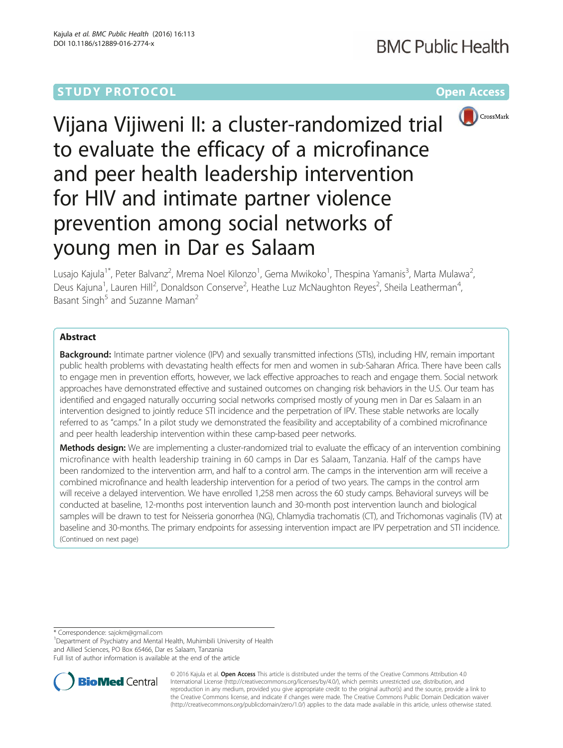STUDY PROTOCOL

Open Access

# Vijana Vijiweni II: a cluster-randomized trial to evaluate the efficacy of a microfinance and peer health leadership intervention for HIV and intimate partner violence prevention among social networks of young men in Dar es Salaam

Lusajo Kajula[1*], Peter Balvanz[2], Mrema Noel Kilonzo[1], Gema Mwikoko[1], Thespina Yamanis[3], Marta Mulawa[2], Deus Kajuna[1], Lauren Hill[2], Donaldson Conserve[2], Heathe Luz McNaughton Reyes[2], Sheila Leatherman[4], Basant Singh[5] and Suzanne Maman[2]

## Abstract

**Background:** Intimate partner violence (IPV) and sexually transmitted infections (STIs), including HIV, remain important public health problems with devastating health effects for men and women in sub-Saharan Africa. There have been calls to engage men in prevention efforts, however, we lack effective approaches to reach and engage them. Social network approaches have demonstrated effective and sustained outcomes on changing risk behaviors in the U.S. Our team has identified and engaged naturally occurring social networks comprised mostly of young men in Dar es Salaam in an intervention designed to jointly reduce STI incidence and the perpetration of IPV. These stable networks are locally referred to as "camps." In a pilot study we demonstrated the feasibility and acceptability of a combined microfinance and peer health leadership intervention within these camp-based peer networks.

**Methods design:** We are implementing a cluster-randomized trial to evaluate the efficacy of an intervention combining microfinance with health leadership training in 60 camps in Dar es Salaam, Tanzania. Half of the camps have been randomized to the intervention arm, and half to a control arm. The camps in the intervention arm will receive a combined microfinance and health leadership intervention for a period of two years. The camps in the control arm will receive a delayed intervention. We have enrolled 1,258 men across the 60 study camps. Behavioral surveys will be conducted at baseline, 12-months post intervention launch and 30-month post intervention launch and biological samples will be drawn to test for Neisseria gonorrhea (NG), Chlamydia trachomatis (CT), and Trichomonas vaginalis (TV) at baseline and 30-months. The primary endpoints for assessing intervention impact are IPV perpetration and STI incidence.

(Continued on next page)

\* Correspondence: sajokm@gmail.com

[1]Department of Psychiatry and Mental Health, Muhimbili University of Health and Allied Sciences, PO Box 65466, Dar es Salaam, Tanzania

Full list of author information is available at the end of the article

© 2016 Kajula et al. **Open Access** This article is distributed under the terms of the Creative Commons Attribution 4.0 International License (http://creativecommons.org/licenses/by/4.0/), which permits unrestricted use, distribution, and reproduction in any medium, provided you give appropriate credit to the original author(s) and the source, provide a link to the Creative Commons license, and indicate if changes were made. The Creative Commons Public Domain Dedication waiver (http://creativecommons.org/publicdomain/zero/1.0/) applies to the data made available in this article, unless otherwise stated.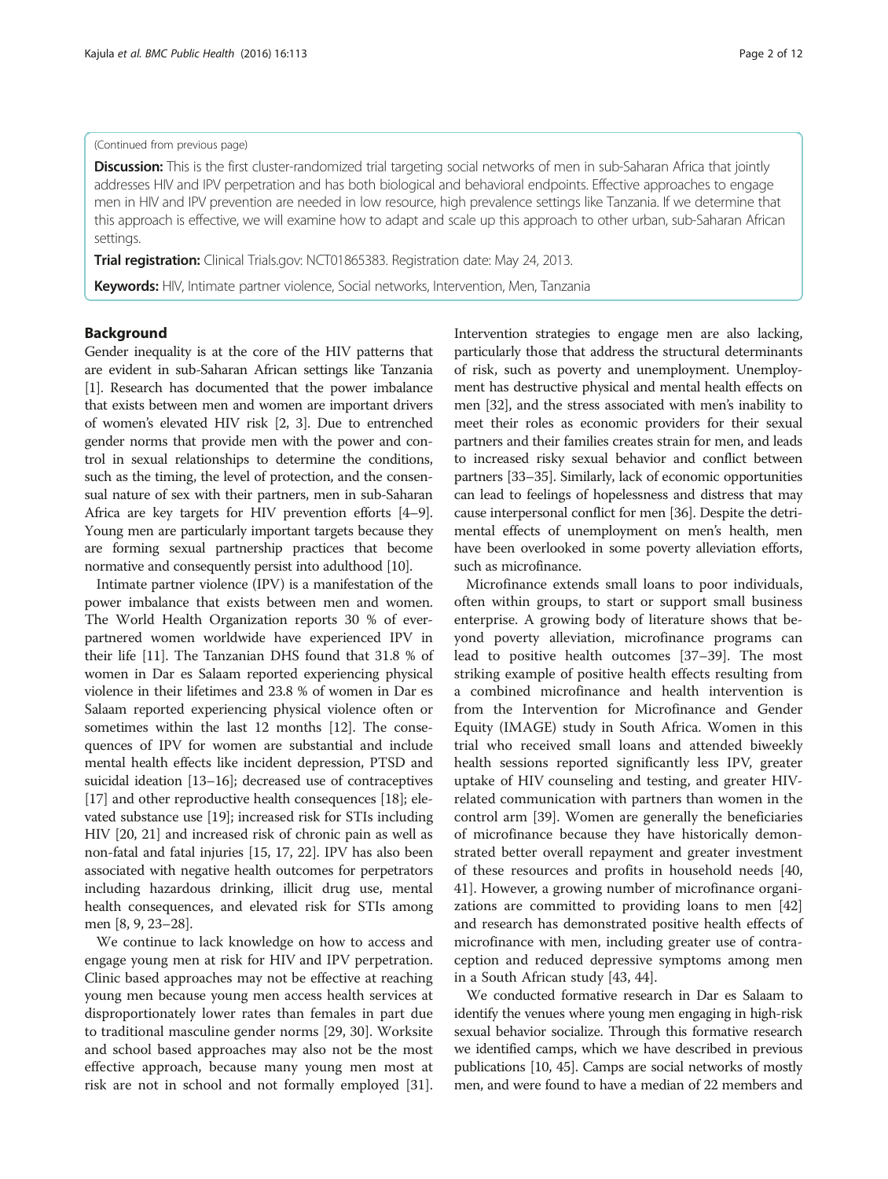(Continued from previous page)

**Discussion:** This is the first cluster-randomized trial targeting social networks of men in sub-Saharan Africa that jointly addresses HIV and IPV perpetration and has both biological and behavioral endpoints. Effective approaches to engage men in HIV and IPV prevention are needed in low resource, high prevalence settings like Tanzania. If we determine that this approach is effective, we will examine how to adapt and scale up this approach to other urban, sub-Saharan African settings.

**Trial registration:** Clinical Trials.gov: NCT01865383. Registration date: May 24, 2013.

**Keywords:** HIV, Intimate partner violence, Social networks, Intervention, Men, Tanzania

## Background

Gender inequality is at the core of the HIV patterns that are evident in sub-Saharan African settings like Tanzania [1]. Research has documented that the power imbalance that exists between men and women are important drivers of women's elevated HIV risk [2, 3]. Due to entrenched gender norms that provide men with the power and control in sexual relationships to determine the conditions, such as the timing, the level of protection, and the consensual nature of sex with their partners, men in sub-Saharan Africa are key targets for HIV prevention efforts [4–9]. Young men are particularly important targets because they are forming sexual partnership practices that become normative and consequently persist into adulthood [10].

Intimate partner violence (IPV) is a manifestation of the power imbalance that exists between men and women. The World Health Organization reports 30 % of ever-partnered women worldwide have experienced IPV in their life [11]. The Tanzanian DHS found that 31.8 % of women in Dar es Salaam reported experiencing physical violence in their lifetimes and 23.8 % of women in Dar es Salaam reported experiencing physical violence often or sometimes within the last 12 months [12]. The consequences of IPV for women are substantial and include mental health effects like incident depression, PTSD and suicidal ideation [13–16]; decreased use of contraceptives [17] and other reproductive health consequences [18]; elevated substance use [19]; increased risk for STIs including HIV [20, 21] and increased risk of chronic pain as well as non-fatal and fatal injuries [15, 17, 22]. IPV has also been associated with negative health outcomes for perpetrators including hazardous drinking, illicit drug use, mental health consequences, and elevated risk for STIs among men [8, 9, 23–28].

We continue to lack knowledge on how to access and engage young men at risk for HIV and IPV perpetration. Clinic based approaches may not be effective at reaching young men because young men access health services at disproportionately lower rates than females in part due to traditional masculine gender norms [29, 30]. Worksite and school based approaches may also not be the most effective approach, because many young men most at risk are not in school and not formally employed [31]. Intervention strategies to engage men are also lacking, particularly those that address the structural determinants of risk, such as poverty and unemployment. Unemployment has destructive physical and mental health effects on men [32], and the stress associated with men's inability to meet their roles as economic providers for their sexual partners and their families creates strain for men, and leads to increased risky sexual behavior and conflict between partners [33–35]. Similarly, lack of economic opportunities can lead to feelings of hopelessness and distress that may cause interpersonal conflict for men [36]. Despite the detrimental effects of unemployment on men's health, men have been overlooked in some poverty alleviation efforts, such as microfinance.

Microfinance extends small loans to poor individuals, often within groups, to start or support small business enterprise. A growing body of literature shows that beyond poverty alleviation, microfinance programs can lead to positive health outcomes [37–39]. The most striking example of positive health effects resulting from a combined microfinance and health intervention is from the Intervention for Microfinance and Gender Equity (IMAGE) study in South Africa. Women in this trial who received small loans and attended biweekly health sessions reported significantly less IPV, greater uptake of HIV counseling and testing, and greater HIV-related communication with partners than women in the control arm [39]. Women are generally the beneficiaries of microfinance because they have historically demonstrated better overall repayment and greater investment of these resources and profits in household needs [40, 41]. However, a growing number of microfinance organizations are committed to providing loans to men [42] and research has demonstrated positive health effects of microfinance with men, including greater use of contraception and reduced depressive symptoms among men in a South African study [43, 44].

We conducted formative research in Dar es Salaam to identify the venues where young men engaging in high-risk sexual behavior socialize. Through this formative research we identified camps, which we have described in previous publications [10, 45]. Camps are social networks of mostly men, and were found to have a median of 22 members and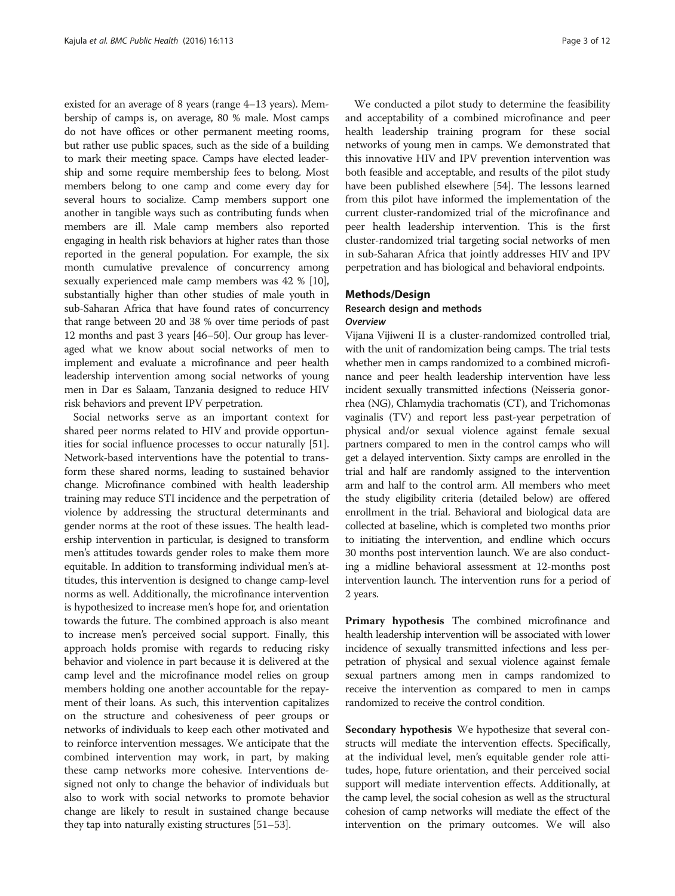existed for an average of 8 years (range 4–13 years). Membership of camps is, on average, 80 % male. Most camps do not have offices or other permanent meeting rooms, but rather use public spaces, such as the side of a building to mark their meeting space. Camps have elected leadership and some require membership fees to belong. Most members belong to one camp and come every day for several hours to socialize. Camp members support one another in tangible ways such as contributing funds when members are ill. Male camp members also reported engaging in health risk behaviors at higher rates than those reported in the general population. For example, the six month cumulative prevalence of concurrency among sexually experienced male camp members was 42 % [10], substantially higher than other studies of male youth in sub-Saharan Africa that have found rates of concurrency that range between 20 and 38 % over time periods of past 12 months and past 3 years [46–50]. Our group has leveraged what we know about social networks of men to implement and evaluate a microfinance and peer health leadership intervention among social networks of young men in Dar es Salaam, Tanzania designed to reduce HIV risk behaviors and prevent IPV perpetration.

Social networks serve as an important context for shared peer norms related to HIV and provide opportunities for social influence processes to occur naturally [51]. Network-based interventions have the potential to transform these shared norms, leading to sustained behavior change. Microfinance combined with health leadership training may reduce STI incidence and the perpetration of violence by addressing the structural determinants and gender norms at the root of these issues. The health leadership intervention in particular, is designed to transform men's attitudes towards gender roles to make them more equitable. In addition to transforming individual men's attitudes, this intervention is designed to change camp-level norms as well. Additionally, the microfinance intervention is hypothesized to increase men's hope for, and orientation towards the future. The combined approach is also meant to increase men's perceived social support. Finally, this approach holds promise with regards to reducing risky behavior and violence in part because it is delivered at the camp level and the microfinance model relies on group members holding one another accountable for the repayment of their loans. As such, this intervention capitalizes on the structure and cohesiveness of peer groups or networks of individuals to keep each other motivated and to reinforce intervention messages. We anticipate that the combined intervention may work, in part, by making these camp networks more cohesive. Interventions designed not only to change the behavior of individuals but also to work with social networks to promote behavior change are likely to result in sustained change because they tap into naturally existing structures [51–53].

We conducted a pilot study to determine the feasibility and acceptability of a combined microfinance and peer health leadership training program for these social networks of young men in camps. We demonstrated that this innovative HIV and IPV prevention intervention was both feasible and acceptable, and results of the pilot study have been published elsewhere [54]. The lessons learned from this pilot have informed the implementation of the current cluster-randomized trial of the microfinance and peer health leadership intervention. This is the first cluster-randomized trial targeting social networks of men in sub-Saharan Africa that jointly addresses HIV and IPV perpetration and has biological and behavioral endpoints.

## Methods/Design

### Research design and methods

#### *Overview*

Vijana Vijiweni II is a cluster-randomized controlled trial, with the unit of randomization being camps. The trial tests whether men in camps randomized to a combined microfinance and peer health leadership intervention have less incident sexually transmitted infections (Neisseria gonorrhea (NG), Chlamydia trachomatis (CT), and Trichomonas vaginalis (TV) and report less past-year perpetration of physical and/or sexual violence against female sexual partners compared to men in the control camps who will get a delayed intervention. Sixty camps are enrolled in the trial and half are randomly assigned to the intervention arm and half to the control arm. All members who meet the study eligibility criteria (detailed below) are offered enrollment in the trial. Behavioral and biological data are collected at baseline, which is completed two months prior to initiating the intervention, and endline which occurs 30 months post intervention launch. We are also conducting a midline behavioral assessment at 12-months post intervention launch. The intervention runs for a period of 2 years.

**Primary hypothesis** The combined microfinance and health leadership intervention will be associated with lower incidence of sexually transmitted infections and less perpetration of physical and sexual violence against female sexual partners among men in camps randomized to receive the intervention as compared to men in camps randomized to receive the control condition.

**Secondary hypothesis** We hypothesize that several constructs will mediate the intervention effects. Specifically, at the individual level, men's equitable gender role attitudes, hope, future orientation, and their perceived social support will mediate intervention effects. Additionally, at the camp level, the social cohesion as well as the structural cohesion of camp networks will mediate the effect of the intervention on the primary outcomes. We will also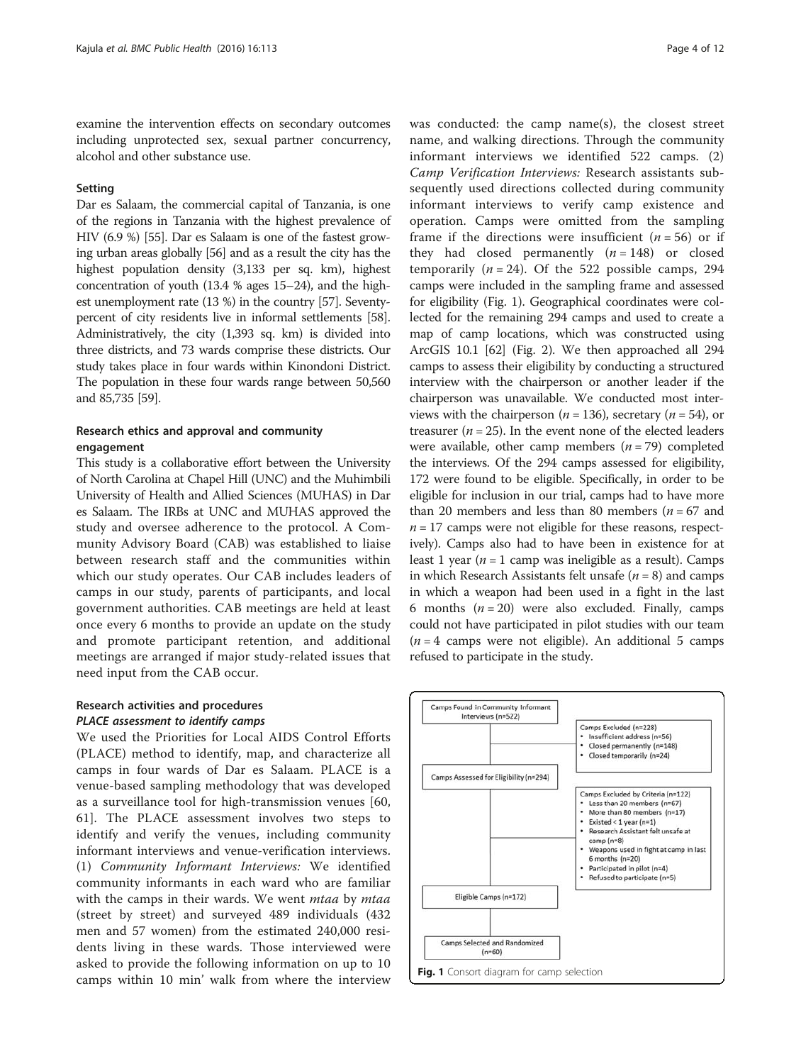examine the intervention effects on secondary outcomes including unprotected sex, sexual partner concurrency, alcohol and other substance use.

### Setting

Dar es Salaam, the commercial capital of Tanzania, is one of the regions in Tanzania with the highest prevalence of HIV (6.9 %) [55]. Dar es Salaam is one of the fastest growing urban areas globally [56] and as a result the city has the highest population density (3,133 per sq. km), highest concentration of youth (13.4 % ages 15–24), and the highest unemployment rate (13 %) in the country [57]. Seventy-percent of city residents live in informal settlements [58]. Administratively, the city (1,393 sq. km) is divided into three districts, and 73 wards comprise these districts. Our study takes place in four wards within Kinondoni District. The population in these four wards range between 50,560 and 85,735 [59].

### Research ethics and approval and community engagement

This study is a collaborative effort between the University of North Carolina at Chapel Hill (UNC) and the Muhimbili University of Health and Allied Sciences (MUHAS) in Dar es Salaam. The IRBs at UNC and MUHAS approved the study and oversee adherence to the protocol. A Community Advisory Board (CAB) was established to liaise between research staff and the communities within which our study operates. Our CAB includes leaders of camps in our study, parents of participants, and local government authorities. CAB meetings are held at least once every 6 months to provide an update on the study and promote participant retention, and additional meetings are arranged if major study-related issues that need input from the CAB occur.

### Research activities and procedures

#### *PLACE assessment to identify camps*

We used the Priorities for Local AIDS Control Efforts (PLACE) method to identify, map, and characterize all camps in four wards of Dar es Salaam. PLACE is a venue-based sampling methodology that was developed as a surveillance tool for high-transmission venues [60, 61]. The PLACE assessment involves two steps to identify and verify the venues, including community informant interviews and venue-verification interviews. (1) *Community Informant Interviews:* We identified community informants in each ward who are familiar with the camps in their wards. We went *mtaa* by *mtaa* (street by street) and surveyed 489 individuals (432 men and 57 women) from the estimated 240,000 residents living in these wards. Those interviewed were asked to provide the following information on up to 10 camps within 10 min' walk from where the interview was conducted: the camp name(s), the closest street name, and walking directions. Through the community informant interviews we identified 522 camps. (2) *Camp Verification Interviews:* Research assistants subsequently used directions collected during community informant interviews to verify camp existence and operation. Camps were omitted from the sampling frame if the directions were insufficient ($n = 56$) or if they had closed permanently ($n = 148$) or closed temporarily ($n = 24$). Of the 522 possible camps, 294 camps were included in the sampling frame and assessed for eligibility (Fig. 1). Geographical coordinates were collected for the remaining 294 camps and used to create a map of camp locations, which was constructed using ArcGIS 10.1 [62] (Fig. 2). We then approached all 294 camps to assess their eligibility by conducting a structured interview with the chairperson or another leader if the chairperson was unavailable. We conducted most interviews with the chairperson ($n = 136$), secretary ($n = 54$), or treasurer ($n = 25$). In the event none of the elected leaders were available, other camp members ($n = 79$) completed the interviews. Of the 294 camps assessed for eligibility, 172 were found to be eligible. Specifically, in order to be eligible for inclusion in our trial, camps had to have more than 20 members and less than 80 members ($n = 67$ and $n = 17$ camps were not eligible for these reasons, respectively). Camps also had to have been in existence for at least 1 year ($n = 1$ camp was ineligible as a result). Camps in which Research Assistants felt unsafe ($n = 8$) and camps in which a weapon had been used in a fight in the last 6 months ($n = 20$) were also excluded. Finally, camps could not have participated in pilot studies with our team ($n = 4$ camps were not eligible). An additional 5 camps refused to participate in the study.

Camps Found in Community Informant Interviews (n=522)

Camps Excluded (n=228)
- Insufficient address (n=56)
- Closed permanently (n=148)
- Closed temporarily (n=24)

Camps Assessed for Eligibility (n=294)

Camps Excluded by Criteria (n=122)
- Less than 20 members (n=67)
- More than 80 members (n=17)
- Existed < 1 year (n=1)
- Research Assistant felt unsafe at camp (n=8)
- Weapons used in fight at camp in last 6 months (n=20)
- Participated in pilot (n=4)
- Refused to participate (n=5)

Eligible Camps (n=172)

Camps Selected and Randomized (n=60)

**Fig. 1** Consort diagram for camp selection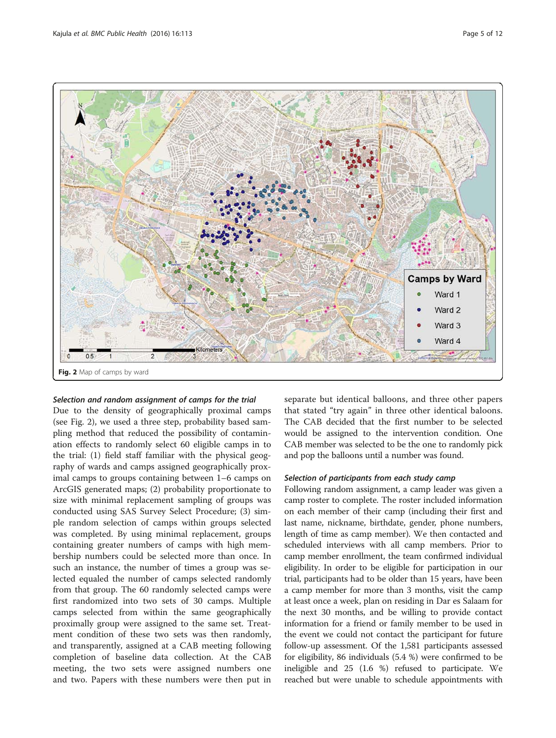Fig. 2 Map of camps by ward

#### Selection and random assignment of camps for the trial

Due to the density of geographically proximal camps (see Fig. 2), we used a three step, probability based sampling method that reduced the possibility of contamination effects to randomly select 60 eligible camps in to the trial: (1) field staff familiar with the physical geography of wards and camps assigned geographically proximal camps to groups containing between 1–6 camps on ArcGIS generated maps; (2) probability proportionate to size with minimal replacement sampling of groups was conducted using SAS Survey Select Procedure; (3) simple random selection of camps within groups selected was completed. By using minimal replacement, groups containing greater numbers of camps with high membership numbers could be selected more than once. In such an instance, the number of times a group was selected equaled the number of camps selected randomly from that group. The 60 randomly selected camps were first randomized into two sets of 30 camps. Multiple camps selected from within the same geographically proximally group were assigned to the same set. Treatment condition of these two sets was then randomly, and transparently, assigned at a CAB meeting following completion of baseline data collection. At the CAB meeting, the two sets were assigned numbers one and two. Papers with these numbers were then put in separate but identical balloons, and three other papers that stated "try again" in three other identical baloons. The CAB decided that the first number to be selected would be assigned to the intervention condition. One CAB member was selected to be the one to randomly pick and pop the balloons until a number was found.

#### Selection of participants from each study camp

Following random assignment, a camp leader was given a camp roster to complete. The roster included information on each member of their camp (including their first and last name, nickname, birthdate, gender, phone numbers, length of time as camp member). We then contacted and scheduled interviews with all camp members. Prior to camp member enrollment, the team confirmed individual eligibility. In order to be eligible for participation in our trial, participants had to be older than 15 years, have been a camp member for more than 3 months, visit the camp at least once a week, plan on residing in Dar es Salaam for the next 30 months, and be willing to provide contact information for a friend or family member to be used in the event we could not contact the participant for future follow-up assessment. Of the 1,581 participants assessed for eligibility, 86 individuals (5.4 %) were confirmed to be ineligible and 25 (1.6 %) refused to participate. We reached but were unable to schedule appointments with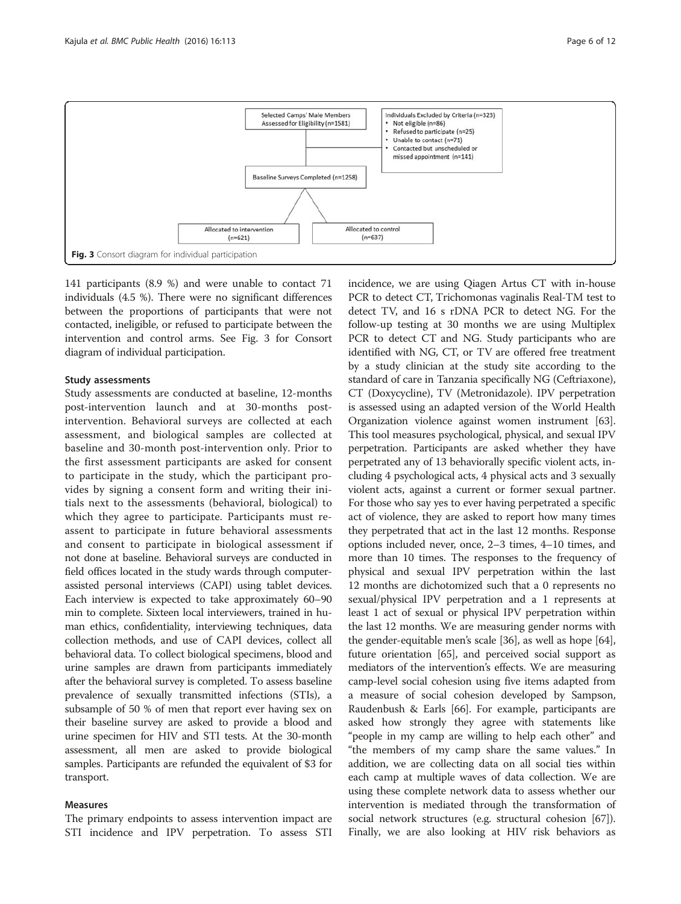Selected Camps' Male Members Assessed for Eligibility (n=1581)

Individuals Excluded by Criteria (n=323)
- Not eligible (n=86)
- Refused to participate (n=25)
- Unable to contact (n=71)
- Contacted but unscheduled or missed appointment (n=141)

Baseline Surveys Completed (n=1258)

Allocated to intervention (n=621)

Allocated to control (n=637)

**Fig. 3** Consort diagram for individual participation

141 participants (8.9 %) and were unable to contact 71 individuals (4.5 %). There were no significant differences between the proportions of participants that were not contacted, ineligible, or refused to participate between the intervention and control arms. See Fig. 3 for Consort diagram of individual participation.

### Study assessments

Study assessments are conducted at baseline, 12-months post-intervention launch and at 30-months post-intervention. Behavioral surveys are collected at each assessment, and biological samples are collected at baseline and 30-month post-intervention only. Prior to the first assessment participants are asked for consent to participate in the study, which the participant provides by signing a consent form and writing their initials next to the assessments (behavioral, biological) to which they agree to participate. Participants must re-assent to participate in future behavioral assessments and consent to participate in biological assessment if not done at baseline. Behavioral surveys are conducted in field offices located in the study wards through computer-assisted personal interviews (CAPI) using tablet devices. Each interview is expected to take approximately 60–90 min to complete. Sixteen local interviewers, trained in human ethics, confidentiality, interviewing techniques, data collection methods, and use of CAPI devices, collect all behavioral data. To collect biological specimens, blood and urine samples are drawn from participants immediately after the behavioral survey is completed. To assess baseline prevalence of sexually transmitted infections (STIs), a subsample of 50 % of men that report ever having sex on their baseline survey are asked to provide a blood and urine specimen for HIV and STI tests. At the 30-month assessment, all men are asked to provide biological samples. Participants are refunded the equivalent of $3 for transport.

### Measures

The primary endpoints to assess intervention impact are STI incidence and IPV perpetration. To assess STI incidence, we are using Qiagen Artus CT with in-house PCR to detect CT, Trichomonas vaginalis Real-TM test to detect TV, and 16 s rDNA PCR to detect NG. For the follow-up testing at 30 months we are using Multiplex PCR to detect CT and NG. Study participants who are identified with NG, CT, or TV are offered free treatment by a study clinician at the study site according to the standard of care in Tanzania specifically NG (Ceftriaxone), CT (Doxycycline), TV (Metronidazole). IPV perpetration is assessed using an adapted version of the World Health Organization violence against women instrument [63]. This tool measures psychological, physical, and sexual IPV perpetration. Participants are asked whether they have perpetrated any of 13 behaviorally specific violent acts, including 4 psychological acts, 4 physical acts and 3 sexually violent acts, against a current or former sexual partner. For those who say yes to ever having perpetrated a specific act of violence, they are asked to report how many times they perpetrated that act in the last 12 months. Response options included never, once, 2–3 times, 4–10 times, and more than 10 times. The responses to the frequency of physical and sexual IPV perpetration within the last 12 months are dichotomized such that a 0 represents no sexual/physical IPV perpetration and a 1 represents at least 1 act of sexual or physical IPV perpetration within the last 12 months. We are measuring gender norms with the gender-equitable men's scale [36], as well as hope [64], future orientation [65], and perceived social support as mediators of the intervention's effects. We are measuring camp-level social cohesion using five items adapted from a measure of social cohesion developed by Sampson, Raudenbush & Earls [66]. For example, participants are asked how strongly they agree with statements like "people in my camp are willing to help each other" and "the members of my camp share the same values." In addition, we are collecting data on all social ties within each camp at multiple waves of data collection. We are using these complete network data to assess whether our intervention is mediated through the transformation of social network structures (e.g. structural cohesion [67]). Finally, we are also looking at HIV risk behaviors as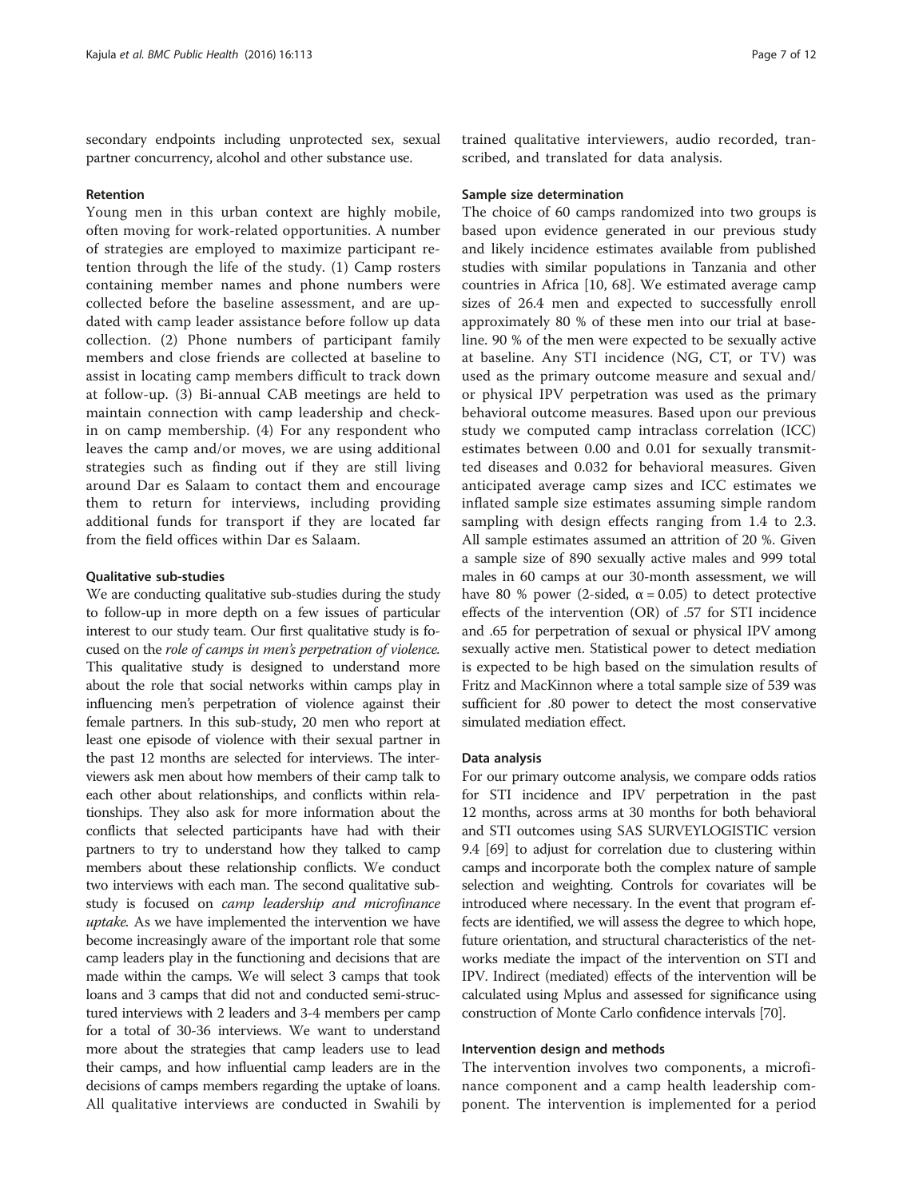secondary endpoints including unprotected sex, sexual partner concurrency, alcohol and other substance use.

#### Retention

Young men in this urban context are highly mobile, often moving for work-related opportunities. A number of strategies are employed to maximize participant retention through the life of the study. (1) Camp rosters containing member names and phone numbers were collected before the baseline assessment, and are updated with camp leader assistance before follow up data collection. (2) Phone numbers of participant family members and close friends are collected at baseline to assist in locating camp members difficult to track down at follow-up. (3) Bi-annual CAB meetings are held to maintain connection with camp leadership and check-in on camp membership. (4) For any respondent who leaves the camp and/or moves, we are using additional strategies such as finding out if they are still living around Dar es Salaam to contact them and encourage them to return for interviews, including providing additional funds for transport if they are located far from the field offices within Dar es Salaam.

#### Qualitative sub-studies

We are conducting qualitative sub-studies during the study to follow-up in more depth on a few issues of particular interest to our study team. Our first qualitative study is focused on the *role of camps in men's perpetration of violence*. This qualitative study is designed to understand more about the role that social networks within camps play in influencing men's perpetration of violence against their female partners. In this sub-study, 20 men who report at least one episode of violence with their sexual partner in the past 12 months are selected for interviews. The interviewers ask men about how members of their camp talk to each other about relationships, and conflicts within relationships. They also ask for more information about the conflicts that selected participants have had with their partners to try to understand how they talked to camp members about these relationship conflicts. We conduct two interviews with each man. The second qualitative sub-study is focused on *camp leadership and microfinance uptake*. As we have implemented the intervention we have become increasingly aware of the important role that some camp leaders play in the functioning and decisions that are made within the camps. We will select 3 camps that took loans and 3 camps that did not and conducted semi-structured interviews with 2 leaders and 3-4 members per camp for a total of 30-36 interviews. We want to understand more about the strategies that camp leaders use to lead their camps, and how influential camp leaders are in the decisions of camps members regarding the uptake of loans. All qualitative interviews are conducted in Swahili by trained qualitative interviewers, audio recorded, transcribed, and translated for data analysis.

#### Sample size determination

The choice of 60 camps randomized into two groups is based upon evidence generated in our previous study and likely incidence estimates available from published studies with similar populations in Tanzania and other countries in Africa [10, 68]. We estimated average camp sizes of 26.4 men and expected to successfully enroll approximately 80 % of these men into our trial at baseline. 90 % of the men were expected to be sexually active at baseline. Any STI incidence (NG, CT, or TV) was used as the primary outcome measure and sexual and/or physical IPV perpetration was used as the primary behavioral outcome measures. Based upon our previous study we computed camp intraclass correlation (ICC) estimates between 0.00 and 0.01 for sexually transmitted diseases and 0.032 for behavioral measures. Given anticipated average camp sizes and ICC estimates we inflated sample size estimates assuming simple random sampling with design effects ranging from 1.4 to 2.3. All sample estimates assumed an attrition of 20 %. Given a sample size of 890 sexually active males and 999 total males in 60 camps at our 30-month assessment, we will have 80 % power (2-sided, $\alpha = 0.05$) to detect protective effects of the intervention (OR) of .57 for STI incidence and .65 for perpetration of sexual or physical IPV among sexually active men. Statistical power to detect mediation is expected to be high based on the simulation results of Fritz and MacKinnon where a total sample size of 539 was sufficient for .80 power to detect the most conservative simulated mediation effect.

#### Data analysis

For our primary outcome analysis, we compare odds ratios for STI incidence and IPV perpetration in the past 12 months, across arms at 30 months for both behavioral and STI outcomes using SAS SURVEYLOGISTIC version 9.4 [69] to adjust for correlation due to clustering within camps and incorporate both the complex nature of sample selection and weighting. Controls for covariates will be introduced where necessary. In the event that program effects are identified, we will assess the degree to which hope, future orientation, and structural characteristics of the networks mediate the impact of the intervention on STI and IPV. Indirect (mediated) effects of the intervention will be calculated using Mplus and assessed for significance using construction of Monte Carlo confidence intervals [70].

#### Intervention design and methods

The intervention involves two components, a microfinance component and a camp health leadership component. The intervention is implemented for a period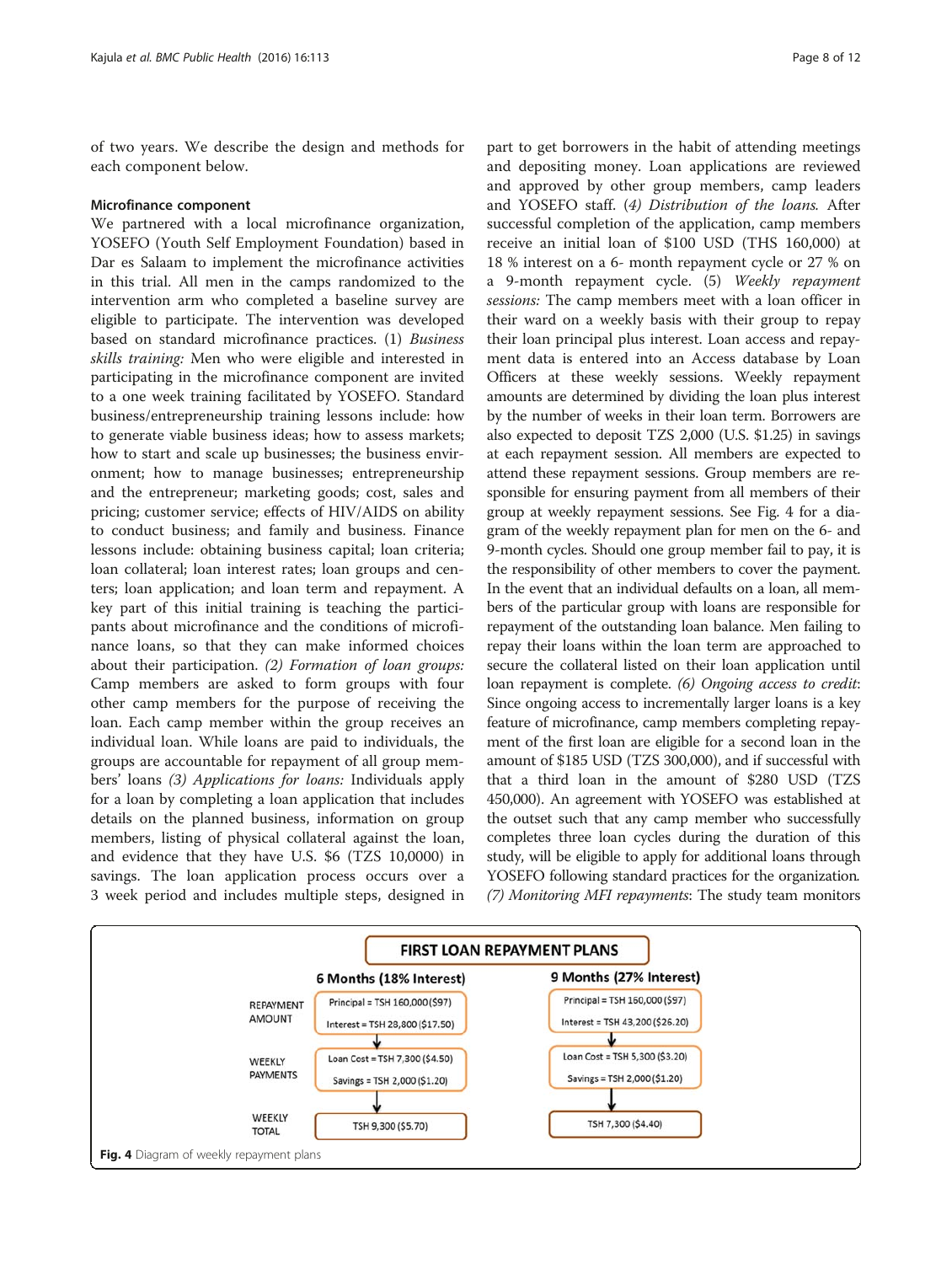of two years. We describe the design and methods for each component below.

#### Microfinance component

We partnered with a local microfinance organization, YOSEFO (Youth Self Employment Foundation) based in Dar es Salaam to implement the microfinance activities in this trial. All men in the camps randomized to the intervention arm who completed a baseline survey are eligible to participate. The intervention was developed based on standard microfinance practices. (1) *Business skills training:* Men who were eligible and interested in participating in the microfinance component are invited to a one week training facilitated by YOSEFO. Standard business/entrepreneurship training lessons include: how to generate viable business ideas; how to assess markets; how to start and scale up businesses; the business environment; how to manage businesses; entrepreneurship and the entrepreneur; marketing goods; cost, sales and pricing; customer service; effects of HIV/AIDS on ability to conduct business; and family and business. Finance lessons include: obtaining business capital; loan criteria; loan collateral; loan interest rates; loan groups and centers; loan application; and loan term and repayment. A key part of this initial training is teaching the participants about microfinance and the conditions of microfinance loans, so that they can make informed choices about their participation. *(2) Formation of loan groups:* Camp members are asked to form groups with four other camp members for the purpose of receiving the loan. Each camp member within the group receives an individual loan. While loans are paid to individuals, the groups are accountable for repayment of all group members' loans *(3) Applications for loans:* Individuals apply for a loan by completing a loan application that includes details on the planned business, information on group members, listing of physical collateral against the loan, and evidence that they have U.S. $6 (TZS 10,0000) in savings. The loan application process occurs over a 3 week period and includes multiple steps, designed in part to get borrowers in the habit of attending meetings and depositing money. Loan applications are reviewed and approved by other group members, camp leaders and YOSEFO staff. *(4) Distribution of the loans.* After successful completion of the application, camp members receive an initial loan of $100 USD (THS 160,000) at 18 % interest on a 6- month repayment cycle or 27 % on a 9-month repayment cycle. (5) *Weekly repayment sessions:* The camp members meet with a loan officer in their ward on a weekly basis with their group to repay their loan principal plus interest. Loan access and repayment data is entered into an Access database by Loan Officers at these weekly sessions. Weekly repayment amounts are determined by dividing the loan plus interest by the number of weeks in their loan term. Borrowers are also expected to deposit TZS 2,000 (U.S. $1.25) in savings at each repayment session. All members are expected to attend these repayment sessions. Group members are responsible for ensuring payment from all members of their group at weekly repayment sessions. See Fig. 4 for a diagram of the weekly repayment plan for men on the 6- and 9-month cycles. Should one group member fail to pay, it is the responsibility of other members to cover the payment. In the event that an individual defaults on a loan, all members of the particular group with loans are responsible for repayment of the outstanding loan balance. Men failing to repay their loans within the loan term are approached to secure the collateral listed on their loan application until loan repayment is complete. *(6) Ongoing access to credit*: Since ongoing access to incrementally larger loans is a key feature of microfinance, camp members completing repayment of the first loan are eligible for a second loan in the amount of $185 USD (TZS 300,000), and if successful with that a third loan in the amount of $280 USD (TZS 450,000). An agreement with YOSEFO was established at the outset such that any camp member who successfully completes three loan cycles during the duration of this study, will be eligible to apply for additional loans through YOSEFO following standard practices for the organization. *(7) Monitoring MFI repayments*: The study team monitors

**FIRST LOAN REPAYMENT PLANS**

| | 6 Months (18% Interest) | 9 Months (27% Interest) |
|---|---|---|
| REPAYMENT AMOUNT | Principal = TSH 160,000 ($97)<br>Interest = TSH 28,800 ($17.50) | Principal = TSH 160,000 ($97)<br>Interest = TSH 43,200 ($26.20) |
| WEEKLY PAYMENTS | Loan Cost = TSH 7,300 ($4.50)<br>Savings = TSH 2,000 ($1.20) | Loan Cost = TSH 5,300 ($3.20)<br>Savings = TSH 2,000 ($1.20) |
| WEEKLY TOTAL | TSH 9,300 ($5.70) | TSH 7,300 ($4.40) |

**Fig. 4** Diagram of weekly repayment plans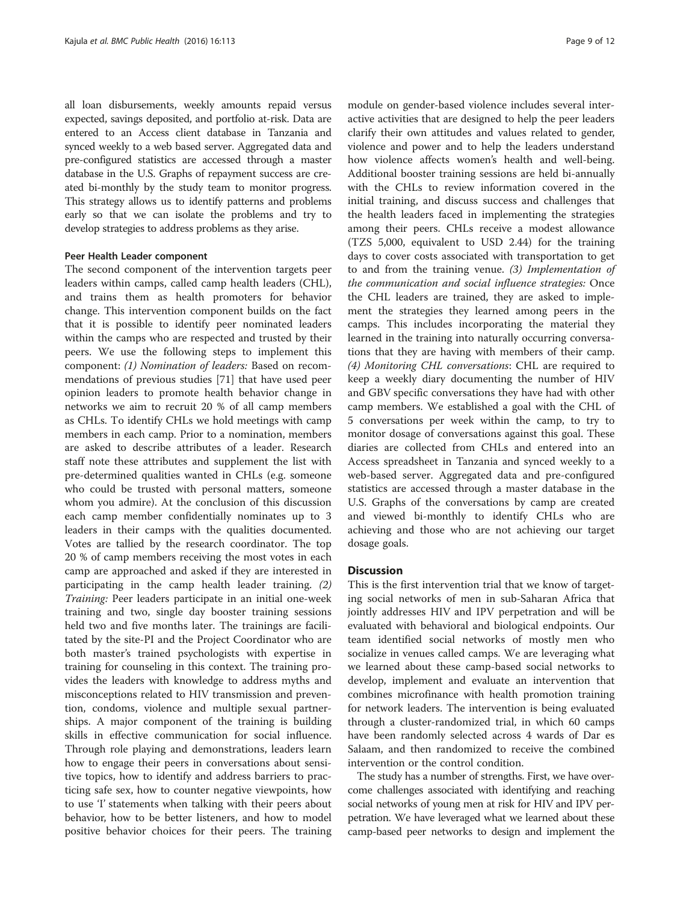all loan disbursements, weekly amounts repaid versus expected, savings deposited, and portfolio at-risk. Data are entered to an Access client database in Tanzania and synced weekly to a web based server. Aggregated data and pre-configured statistics are accessed through a master database in the U.S. Graphs of repayment success are created bi-monthly by the study team to monitor progress. This strategy allows us to identify patterns and problems early so that we can isolate the problems and try to develop strategies to address problems as they arise.

#### Peer Health Leader component

The second component of the intervention targets peer leaders within camps, called camp health leaders (CHL), and trains them as health promoters for behavior change. This intervention component builds on the fact that it is possible to identify peer nominated leaders within the camps who are respected and trusted by their peers. We use the following steps to implement this component: *(1) Nomination of leaders:* Based on recommendations of previous studies [71] that have used peer opinion leaders to promote health behavior change in networks we aim to recruit 20 % of all camp members as CHLs. To identify CHLs we hold meetings with camp members in each camp. Prior to a nomination, members are asked to describe attributes of a leader. Research staff note these attributes and supplement the list with pre-determined qualities wanted in CHLs (e.g. someone who could be trusted with personal matters, someone whom you admire). At the conclusion of this discussion each camp member confidentially nominates up to 3 leaders in their camps with the qualities documented. Votes are tallied by the research coordinator. The top 20 % of camp members receiving the most votes in each camp are approached and asked if they are interested in participating in the camp health leader training. *(2) Training:* Peer leaders participate in an initial one-week training and two, single day booster training sessions held two and five months later. The trainings are facilitated by the site-PI and the Project Coordinator who are both master's trained psychologists with expertise in training for counseling in this context. The training provides the leaders with knowledge to address myths and misconceptions related to HIV transmission and prevention, condoms, violence and multiple sexual partnerships. A major component of the training is building skills in effective communication for social influence. Through role playing and demonstrations, leaders learn how to engage their peers in conversations about sensitive topics, how to identify and address barriers to practicing safe sex, how to counter negative viewpoints, how to use 'I' statements when talking with their peers about behavior, how to be better listeners, and how to model positive behavior choices for their peers. The training module on gender-based violence includes several interactive activities that are designed to help the peer leaders clarify their own attitudes and values related to gender, violence and power and to help the leaders understand how violence affects women's health and well-being. Additional booster training sessions are held bi-annually with the CHLs to review information covered in the initial training, and discuss success and challenges that the health leaders faced in implementing the strategies among their peers. CHLs receive a modest allowance (TZS 5,000, equivalent to USD 2.44) for the training days to cover costs associated with transportation to get to and from the training venue. *(3) Implementation of the communication and social influence strategies:* Once the CHL leaders are trained, they are asked to implement the strategies they learned among peers in the camps. This includes incorporating the material they learned in the training into naturally occurring conversations that they are having with members of their camp. *(4) Monitoring CHL conversations*: CHL are required to keep a weekly diary documenting the number of HIV and GBV specific conversations they have had with other camp members. We established a goal with the CHL of 5 conversations per week within the camp, to try to monitor dosage of conversations against this goal. These diaries are collected from CHLs and entered into an Access spreadsheet in Tanzania and synced weekly to a web-based server. Aggregated data and pre-configured statistics are accessed through a master database in the U.S. Graphs of the conversations by camp are created and viewed bi-monthly to identify CHLs who are achieving and those who are not achieving our target dosage goals.

## Discussion

This is the first intervention trial that we know of targeting social networks of men in sub-Saharan Africa that jointly addresses HIV and IPV perpetration and will be evaluated with behavioral and biological endpoints. Our team identified social networks of mostly men who socialize in venues called camps. We are leveraging what we learned about these camp-based social networks to develop, implement and evaluate an intervention that combines microfinance with health promotion training for network leaders. The intervention is being evaluated through a cluster-randomized trial, in which 60 camps have been randomly selected across 4 wards of Dar es Salaam, and then randomized to receive the combined intervention or the control condition.

The study has a number of strengths. First, we have overcome challenges associated with identifying and reaching social networks of young men at risk for HIV and IPV perpetration. We have leveraged what we learned about these camp-based peer networks to design and implement the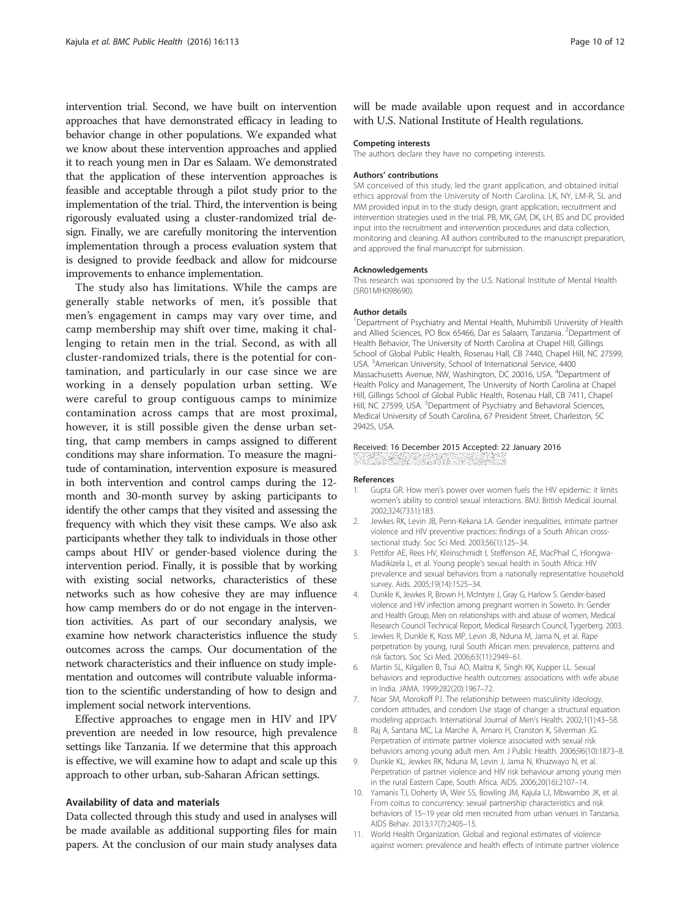intervention trial. Second, we have built on intervention approaches that have demonstrated efficacy in leading to behavior change in other populations. We expanded what we know about these intervention approaches and applied it to reach young men in Dar es Salaam. We demonstrated that the application of these intervention approaches is feasible and acceptable through a pilot study prior to the implementation of the trial. Third, the intervention is being rigorously evaluated using a cluster-randomized trial design. Finally, we are carefully monitoring the intervention implementation through a process evaluation system that is designed to provide feedback and allow for midcourse improvements to enhance implementation.

The study also has limitations. While the camps are generally stable networks of men, it's possible that men's engagement in camps may vary over time, and camp membership may shift over time, making it challenging to retain men in the trial. Second, as with all cluster-randomized trials, there is the potential for contamination, and particularly in our case since we are working in a densely population urban setting. We were careful to group contiguous camps to minimize contamination across camps that are most proximal, however, it is still possible given the dense urban setting, that camp members in camps assigned to different conditions may share information. To measure the magnitude of contamination, intervention exposure is measured in both intervention and control camps during the 12-month and 30-month survey by asking participants to identify the other camps that they visited and assessing the frequency with which they visit these camps. We also ask participants whether they talk to individuals in those other camps about HIV or gender-based violence during the intervention period. Finally, it is possible that by working with existing social networks, characteristics of these networks such as how cohesive they are may influence how camp members do or do not engage in the intervention activities. As part of our secondary analysis, we examine how network characteristics influence the study outcomes across the camps. Our documentation of the network characteristics and their influence on study implementation and outcomes will contribute valuable information to the scientific understanding of how to design and implement social network interventions.

Effective approaches to engage men in HIV and IPV prevention are needed in low resource, high prevalence settings like Tanzania. If we determine that this approach is effective, we will examine how to adapt and scale up this approach to other urban, sub-Saharan African settings.

## Availability of data and materials

Data collected through this study and used in analyses will be made available as additional supporting files for main papers. At the conclusion of our main study analyses data will be made available upon request and in accordance with U.S. National Institute of Health regulations.

### Competing interests

The authors declare they have no competing interests.

### Authors' contributions

SM conceived of this study, led the grant application, and obtained initial ethics approval from the University of North Carolina. LK, NY, LM-R, SL and MM provided input in to the study design, grant application, recruitment and intervention strategies used in the trial. PB, MK, GM, DK, LH, BS and DC provided input into the recruitment and intervention procedures and data collection, monitoring and cleaning. All authors contributed to the manuscript preparation, and approved the final manuscript for submission.

### Acknowledgements

This research was sponsored by the U.S. National Institute of Mental Health (5R01MH098690).

### Author details

[1]Department of Psychiatry and Mental Health, Muhimbili University of Health and Allied Sciences, PO Box 65466, Dar es Salaam, Tanzania. [2]Department of Health Behavior, The University of North Carolina at Chapel Hill, Gillings School of Global Public Health, Rosenau Hall, CB 7440, Chapel Hill, NC 27599, USA. [3]American University, School of International Service, 4400 Massachusetts Avenue, NW, Washington, DC 20016, USA. [4]Department of Health Policy and Management, The University of North Carolina at Chapel Hill, Gillings School of Global Public Health, Rosenau Hall, CB 7411, Chapel Hill, NC 27599, USA. [5]Department of Psychiatry and Behavioral Sciences, Medical University of South Carolina, 67 President Street, Charleston, SC 29425, USA.

Received: 16 December 2015 Accepted: 22 January 2016

### References

1. Gupta GR. How men's power over women fuels the HIV epidemic: it limits women's ability to control sexual interactions. BMJ: British Medical Journal. 2002;324(7331):183.
2. Jewkes RK, Levin JB, Penn-Kekana LA. Gender inequalities, intimate partner violence and HIV preventive practices: findings of a South African cross-sectional study. Soc Sci Med. 2003;56(1):125–34.
3. Pettifor AE, Rees HV, Kleinschmidt I, Steffenson AE, MacPhail C, Hlongwa-Madikizela L, et al. Young people's sexual health in South Africa: HIV prevalence and sexual behaviors from a nationally representative household survey. Aids. 2005;19(14):1525–34.
4. Dunkle K, Jewkes R, Brown H, McIntyre J, Gray G, Harlow S. Gender-based violence and HIV infection among pregnant women in Soweto. In: Gender and Health Group, Men on relationships with and abuse of women, Medical Research Council Technical Report, Medical Research Council, Tygerberg. 2003.
5. Jewkes R, Dunkle K, Koss MP, Levin JB, Nduna M, Jama N, et al. Rape perpetration by young, rural South African men: prevalence, patterns and risk factors. Soc Sci Med. 2006;63(11):2949–61.
6. Martin SL, Kilgallen B, Tsui AO, Maitra K, Singh KK, Kupper LL. Sexual behaviors and reproductive health outcomes: associations with wife abuse in India. JAMA. 1999;282(20):1967–72.
7. Noar SM, Morokoff PJ. The relationship between masculinity ideology, condom attitudes, and condom Use stage of change: a structural equation modeling approach. International Journal of Men's Health. 2002;1(1):43–58.
8. Raj A, Santana MC, La Marche A, Amaro H, Cranston K, Silverman JG. Perpetration of intimate partner violence associated with sexual risk behaviors among young adult men. Am J Public Health. 2006;96(10):1873–8.
9. Dunkle KL, Jewkes RK, Nduna M, Levin J, Jama N, Khuzwayo N, et al. Perpetration of partner violence and HIV risk behaviour among young men in the rural Eastern Cape, South Africa. AIDS. 2006;20(16):2107–14.
10. Yamanis TJ, Doherty IA, Weir SS, Bowling JM, Kajula LJ, Mbwambo JK, et al. From coitus to concurrency: sexual partnership characteristics and risk behaviors of 15–19 year old men recruited from urban venues in Tanzania. AIDS Behav. 2013;17(7):2405–15.
11. World Health Organization. Global and regional estimates of violence against women: prevalence and health effects of intimate partner violence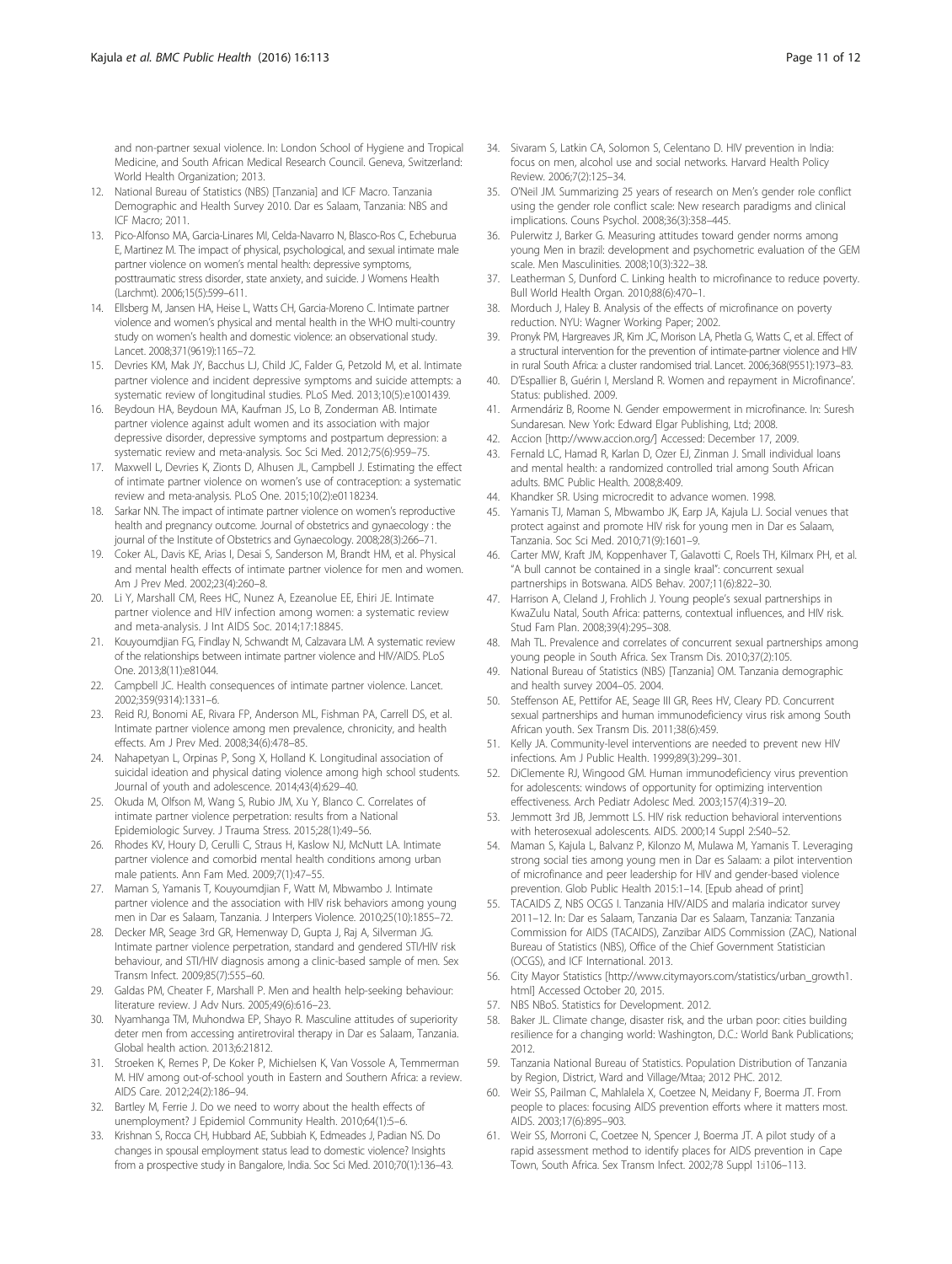and non-partner sexual violence. In: London School of Hygiene and Tropical Medicine, and South African Medical Research Council. Geneva, Switzerland: World Health Organization; 2013.

12. National Bureau of Statistics (NBS) [Tanzania] and ICF Macro. Tanzania Demographic and Health Survey 2010. Dar es Salaam, Tanzania: NBS and ICF Macro; 2011.
13. Pico-Alfonso MA, Garcia-Linares MI, Celda-Navarro N, Blasco-Ros C, Echeburua E, Martinez M. The impact of physical, psychological, and sexual intimate male partner violence on women's mental health: depressive symptoms, posttraumatic stress disorder, state anxiety, and suicide. J Womens Health (Larchmt). 2006;15(5):599–611.
14. Ellsberg M, Jansen HA, Heise L, Watts CH, Garcia-Moreno C. Intimate partner violence and women's physical and mental health in the WHO multi-country study on women's health and domestic violence: an observational study. Lancet. 2008;371(9619):1165–72.
15. Devries KM, Mak JY, Bacchus LJ, Child JC, Falder G, Petzold M, et al. Intimate partner violence and incident depressive symptoms and suicide attempts: a systematic review of longitudinal studies. PLoS Med. 2013;10(5):e1001439.
16. Beydoun HA, Beydoun MA, Kaufman JS, Lo B, Zonderman AB. Intimate partner violence against adult women and its association with major depressive disorder, depressive symptoms and postpartum depression: a systematic review and meta-analysis. Soc Sci Med. 2012;75(6):959–75.
17. Maxwell L, Devries K, Zionts D, Alhusen JL, Campbell J. Estimating the effect of intimate partner violence on women's use of contraception: a systematic review and meta-analysis. PLoS One. 2015;10(2):e0118234.
18. Sarkar NN. The impact of intimate partner violence on women's reproductive health and pregnancy outcome. Journal of obstetrics and gynaecology : the journal of the Institute of Obstetrics and Gynaecology. 2008;28(3):266–71.
19. Coker AL, Davis KE, Arias I, Desai S, Sanderson M, Brandt HM, et al. Physical and mental health effects of intimate partner violence for men and women. Am J Prev Med. 2002;23(4):260–8.
20. Li Y, Marshall CM, Rees HC, Nunez A, Ezeanolue EE, Ehiri JE. Intimate partner violence and HIV infection among women: a systematic review and meta-analysis. J Int AIDS Soc. 2014;17:18845.
21. Kouyoumdjian FG, Findlay N, Schwandt M, Calzavara LM. A systematic review of the relationships between intimate partner violence and HIV/AIDS. PLoS One. 2013;8(11):e81044.
22. Campbell JC. Health consequences of intimate partner violence. Lancet. 2002;359(9314):1331–6.
23. Reid RJ, Bonomi AE, Rivara FP, Anderson ML, Fishman PA, Carrell DS, et al. Intimate partner violence among men prevalence, chronicity, and health effects. Am J Prev Med. 2008;34(6):478–85.
24. Nahapetyan L, Orpinas P, Song X, Holland K. Longitudinal association of suicidal ideation and physical dating violence among high school students. Journal of youth and adolescence. 2014;43(4):629–40.
25. Okuda M, Olfson M, Wang S, Rubio JM, Xu Y, Blanco C. Correlates of intimate partner violence perpetration: results from a National Epidemiologic Survey. J Trauma Stress. 2015;28(1):49–56.
26. Rhodes KV, Houry D, Cerulli C, Straus H, Kaslow NJ, McNutt LA. Intimate partner violence and comorbid mental health conditions among urban male patients. Ann Fam Med. 2009;7(1):47–55.
27. Maman S, Yamanis T, Kouyoumdjian F, Watt M, Mbwambo J. Intimate partner violence and the association with HIV risk behaviors among young men in Dar es Salaam, Tanzania. J Interpers Violence. 2010;25(10):1855–72.
28. Decker MR, Seage 3rd GR, Hemenway D, Gupta J, Raj A, Silverman JG. Intimate partner violence perpetration, standard and gendered STI/HIV risk behaviour, and STI/HIV diagnosis among a clinic-based sample of men. Sex Transm Infect. 2009;85(7):555–60.
29. Galdas PM, Cheater F, Marshall P. Men and health help-seeking behaviour: literature review. J Adv Nurs. 2005;49(6):616–23.
30. Nyamhanga TM, Muhondwa EP, Shayo R. Masculine attitudes of superiority deter men from accessing antiretroviral therapy in Dar es Salaam, Tanzania. Global health action. 2013;6:21812.
31. Stroeken K, Remes P, De Koker P, Michielsen K, Van Vossole A, Temmerman M. HIV among out-of-school youth in Eastern and Southern Africa: a review. AIDS Care. 2012;24(2):186–94.
32. Bartley M, Ferrie J. Do we need to worry about the health effects of unemployment? J Epidemiol Community Health. 2010;64(1):5–6.
33. Krishnan S, Rocca CH, Hubbard AE, Subbiah K, Edmeades J, Padian NS. Do changes in spousal employment status lead to domestic violence? Insights from a prospective study in Bangalore, India. Soc Sci Med. 2010;70(1):136–43.
34. Sivaram S, Latkin CA, Solomon S, Celentano D. HIV prevention in India: focus on men, alcohol use and social networks. Harvard Health Policy Review. 2006;7(2):125–34.
35. O'Neil JM. Summarizing 25 years of research on Men's gender role conflict using the gender role conflict scale: New research paradigms and clinical implications. Couns Psychol. 2008;36(3):358–445.
36. Pulerwitz J, Barker G. Measuring attitudes toward gender norms among young Men in brazil: development and psychometric evaluation of the GEM scale. Men Masculinities. 2008;10(3):322–38.
37. Leatherman S, Dunford C. Linking health to microfinance to reduce poverty. Bull World Health Organ. 2010;88(6):470–1.
38. Morduch J, Haley B. Analysis of the effects of microfinance on poverty reduction. NYU: Wagner Working Paper; 2002.
39. Pronyk PM, Hargreaves JR, Kim JC, Morison LA, Phetla G, Watts C, et al. Effect of a structural intervention for the prevention of intimate-partner violence and HIV in rural South Africa: a cluster randomised trial. Lancet. 2006;368(9551):1973–83.
40. D'Espallier B, Guérin I, Mersland R. Women and repayment in Microfinance'. Status: published. 2009.
41. Armendáriz B, Roome N. Gender empowerment in microfinance. In: Suresh Sundaresan. New York: Edward Elgar Publishing, Ltd; 2008.
42. Accion [http://www.accion.org/] Accessed: December 17, 2009.
43. Fernald LC, Hamad R, Karlan D, Ozer EJ, Zinman J. Small individual loans and mental health: a randomized controlled trial among South African adults. BMC Public Health. 2008;8:409.
44. Khandker SR. Using microcredit to advance women. 1998.
45. Yamanis TJ, Maman S, Mbwambo JK, Earp JA, Kajula LJ. Social venues that protect against and promote HIV risk for young men in Dar es Salaam, Tanzania. Soc Sci Med. 2010;71(9):1601–9.
46. Carter MW, Kraft JM, Koppenhaver T, Galavotti C, Roels TH, Kilmarx PH, et al. "A bull cannot be contained in a single kraal": concurrent sexual partnerships in Botswana. AIDS Behav. 2007;11(6):822–30.
47. Harrison A, Cleland J, Frohlich J. Young people's sexual partnerships in KwaZulu Natal, South Africa: patterns, contextual influences, and HIV risk. Stud Fam Plan. 2008;39(4):295–308.
48. Mah TL. Prevalence and correlates of concurrent sexual partnerships among young people in South Africa. Sex Transm Dis. 2010;37(2):105.
49. National Bureau of Statistics (NBS) [Tanzania] OM. Tanzania demographic and health survey 2004–05. 2004.
50. Steffenson AE, Pettifor AE, Seage III GR, Rees HV, Cleary PD. Concurrent sexual partnerships and human immunodeficiency virus risk among South African youth. Sex Transm Dis. 2011;38(6):459.
51. Kelly JA. Community-level interventions are needed to prevent new HIV infections. Am J Public Health. 1999;89(3):299–301.
52. DiClemente RJ, Wingood GM. Human immunodeficiency virus prevention for adolescents: windows of opportunity for optimizing intervention effectiveness. Arch Pediatr Adolesc Med. 2003;157(4):319–20.
53. Jemmott 3rd JB, Jemmott LS. HIV risk reduction behavioral interventions with heterosexual adolescents. AIDS. 2000;14 Suppl 2:S40–52.
54. Maman S, Kajula L, Balvanz P, Kilonzo M, Mulawa M, Yamanis T. Leveraging strong social ties among young men in Dar es Salaam: a pilot intervention of microfinance and peer leadership for HIV and gender-based violence prevention. Glob Public Health 2015:1–14. [Epub ahead of print]
55. TACAIDS Z, NBS OCGS I. Tanzania HIV/AIDS and malaria indicator survey 2011–12. In: Dar es Salaam, Tanzania Dar es Salaam, Tanzania: Tanzania Commission for AIDS (TACAIDS), Zanzibar AIDS Commission (ZAC), National Bureau of Statistics (NBS), Office of the Chief Government Statistician (OCGS), and ICF International. 2013.
56. City Mayor Statistics [http://www.citymayors.com/statistics/urban_growth1.html] Accessed October 20, 2015.
57. NBS NBoS. Statistics for Development. 2012.
58. Baker JL. Climate change, disaster risk, and the urban poor: cities building resilience for a changing world: Washington, D.C.: World Bank Publications; 2012.
59. Tanzania National Bureau of Statistics. Population Distribution of Tanzania by Region, District, Ward and Village/Mtaa; 2012 PHC. 2012.
60. Weir SS, Pailman C, Mahlalela X, Coetzee N, Meidany F, Boerma JT. From people to places: focusing AIDS prevention efforts where it matters most. AIDS. 2003;17(6):895–903.
61. Weir SS, Morroni C, Coetzee N, Spencer J, Boerma JT. A pilot study of a rapid assessment method to identify places for AIDS prevention in Cape Town, South Africa. Sex Transm Infect. 2002;78 Suppl 1:i106–113.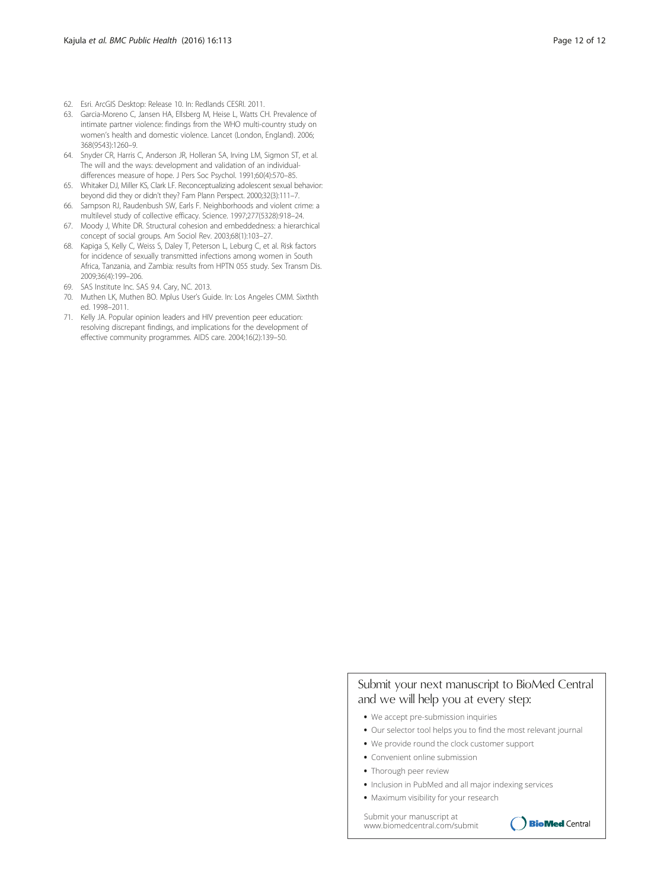62. Esri. ArcGIS Desktop: Release 10. In: Redlands CESRI. 2011.
63. Garcia-Moreno C, Jansen HA, Ellsberg M, Heise L, Watts CH. Prevalence of intimate partner violence: findings from the WHO multi-country study on women's health and domestic violence. Lancet (London, England). 2006; 368(9543):1260–9.
64. Snyder CR, Harris C, Anderson JR, Holleran SA, Irving LM, Sigmon ST, et al. The will and the ways: development and validation of an individual-differences measure of hope. J Pers Soc Psychol. 1991;60(4):570–85.
65. Whitaker DJ, Miller KS, Clark LF. Reconceptualizing adolescent sexual behavior: beyond did they or didn't they? Fam Plann Perspect. 2000;32(3):111–7.
66. Sampson RJ, Raudenbush SW, Earls F. Neighborhoods and violent crime: a multilevel study of collective efficacy. Science. 1997;277(5328):918–24.
67. Moody J, White DR. Structural cohesion and embeddedness: a hierarchical concept of social groups. Am Sociol Rev. 2003;68(1):103–27.
68. Kapiga S, Kelly C, Weiss S, Daley T, Peterson L, Leburg C, et al. Risk factors for incidence of sexually transmitted infections among women in South Africa, Tanzania, and Zambia: results from HPTN 055 study. Sex Transm Dis. 2009;36(4):199–206.
69. SAS Institute Inc. SAS 9.4. Cary, NC. 2013.
70. Muthen LK, Muthen BO. Mplus User's Guide. In: Los Angeles CMM. Sixthth ed. 1998–2011.
71. Kelly JA. Popular opinion leaders and HIV prevention peer education: resolving discrepant findings, and implications for the development of effective community programmes. AIDS care. 2004;16(2):139–50.

Submit your next manuscript to BioMed Central and we will help you at every step:

- We accept pre-submission inquiries
- Our selector tool helps you to find the most relevant journal
- We provide round the clock customer support
- Convenient online submission
- Thorough peer review
- Inclusion in PubMed and all major indexing services
- Maximum visibility for your research

Submit your manuscript at www.biomedcentral.com/submit

BioMed Central